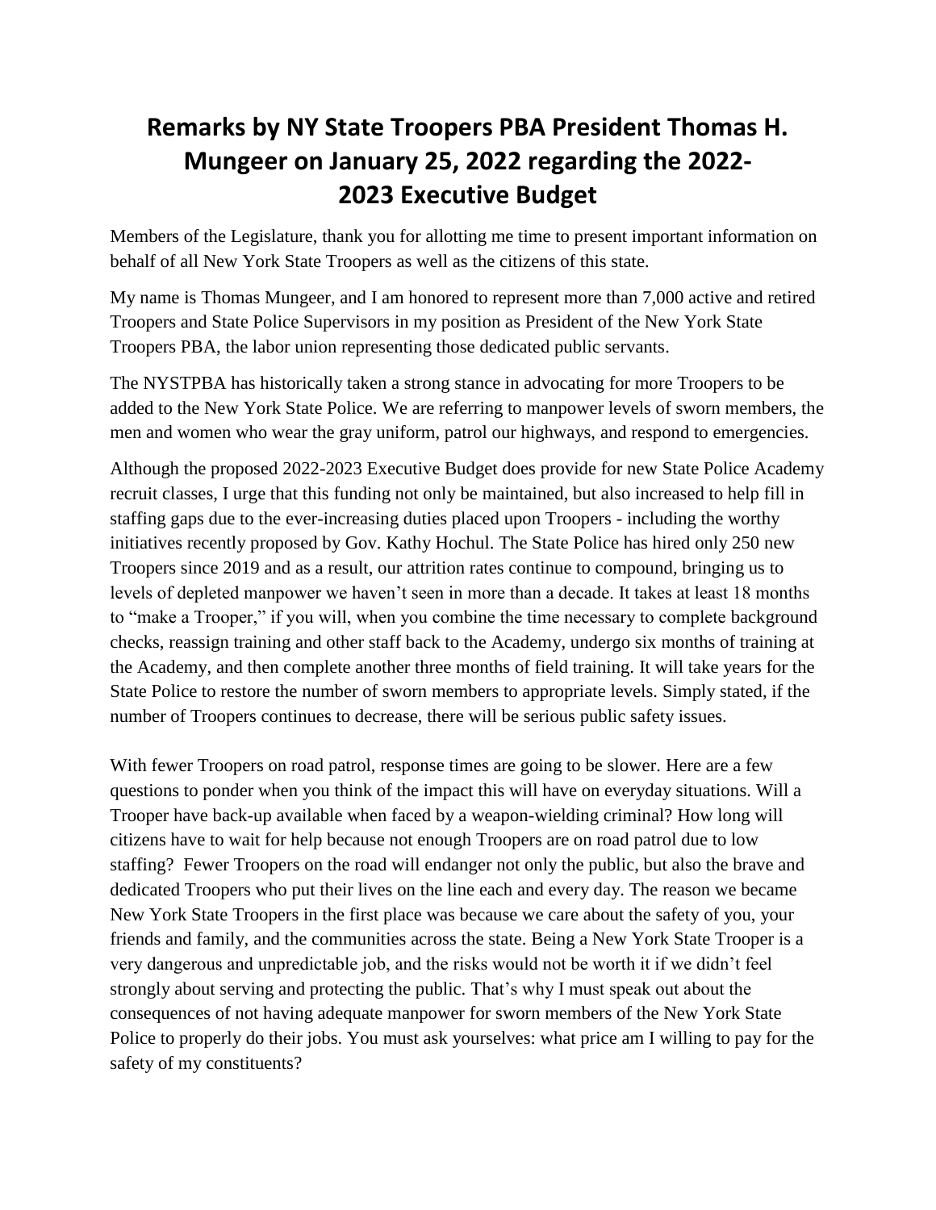# Remarks by NY State Troopers PBA President Thomas H. Mungeer on January 25, 2022 regarding the 2022-2023 Executive Budget

Members of the Legislature, thank you for allotting me time to present important information on behalf of all New York State Troopers as well as the citizens of this state.

My name is Thomas Mungeer, and I am honored to represent more than 7,000 active and retired Troopers and State Police Supervisors in my position as President of the New York State Troopers PBA, the labor union representing those dedicated public servants.

The NYSTPBA has historically taken a strong stance in advocating for more Troopers to be added to the New York State Police. We are referring to manpower levels of sworn members, the men and women who wear the gray uniform, patrol our highways, and respond to emergencies.

Although the proposed 2022-2023 Executive Budget does provide for new State Police Academy recruit classes, I urge that this funding not only be maintained, but also increased to help fill in staffing gaps due to the ever-increasing duties placed upon Troopers - including the worthy initiatives recently proposed by Gov. Kathy Hochul. The State Police has hired only 250 new Troopers since 2019 and as a result, our attrition rates continue to compound, bringing us to levels of depleted manpower we haven't seen in more than a decade. It takes at least 18 months to "make a Trooper," if you will, when you combine the time necessary to complete background checks, reassign training and other staff back to the Academy, undergo six months of training at the Academy, and then complete another three months of field training. It will take years for the State Police to restore the number of sworn members to appropriate levels. Simply stated, if the number of Troopers continues to decrease, there will be serious public safety issues.

With fewer Troopers on road patrol, response times are going to be slower. Here are a few questions to ponder when you think of the impact this will have on everyday situations. Will a Trooper have back-up available when faced by a weapon-wielding criminal? How long will citizens have to wait for help because not enough Troopers are on road patrol due to low staffing? Fewer Troopers on the road will endanger not only the public, but also the brave and dedicated Troopers who put their lives on the line each and every day. The reason we became New York State Troopers in the first place was because we care about the safety of you, your friends and family, and the communities across the state. Being a New York State Trooper is a very dangerous and unpredictable job, and the risks would not be worth it if we didn't feel strongly about serving and protecting the public. That's why I must speak out about the consequences of not having adequate manpower for sworn members of the New York State Police to properly do their jobs. You must ask yourselves: what price am I willing to pay for the safety of my constituents?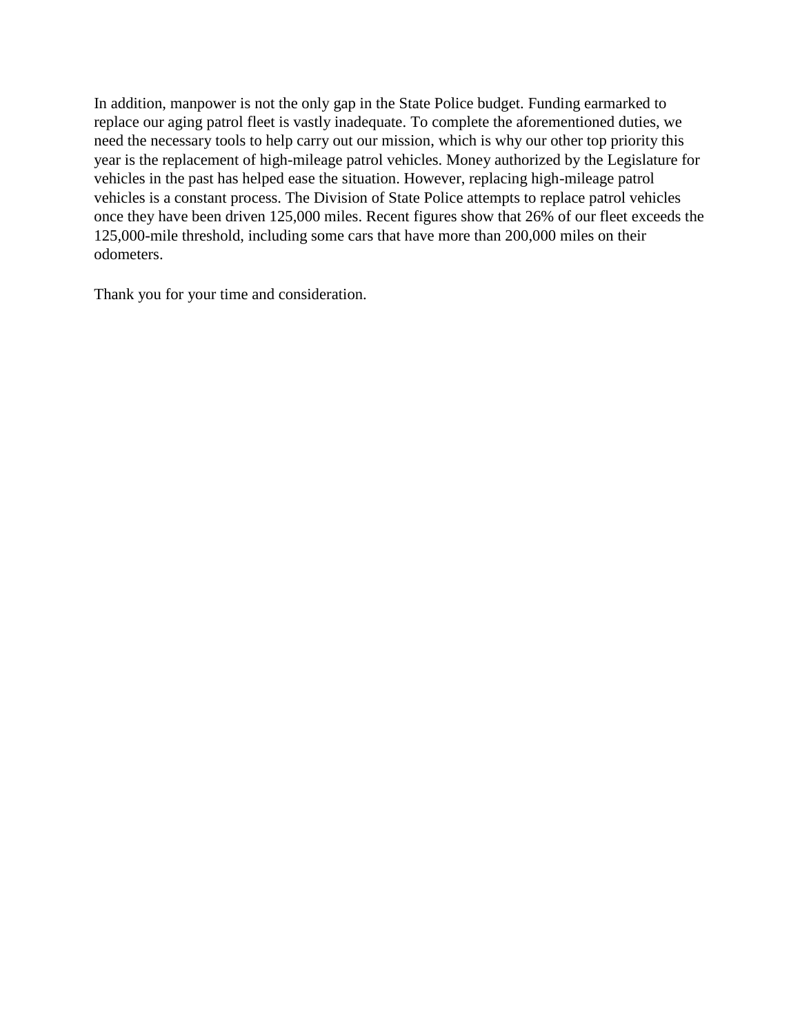In addition, manpower is not the only gap in the State Police budget. Funding earmarked to replace our aging patrol fleet is vastly inadequate. To complete the aforementioned duties, we need the necessary tools to help carry out our mission, which is why our other top priority this year is the replacement of high-mileage patrol vehicles. Money authorized by the Legislature for vehicles in the past has helped ease the situation. However, replacing high-mileage patrol vehicles is a constant process. The Division of State Police attempts to replace patrol vehicles once they have been driven 125,000 miles. Recent figures show that 26% of our fleet exceeds the 125,000-mile threshold, including some cars that have more than 200,000 miles on their odometers.

Thank you for your time and consideration.